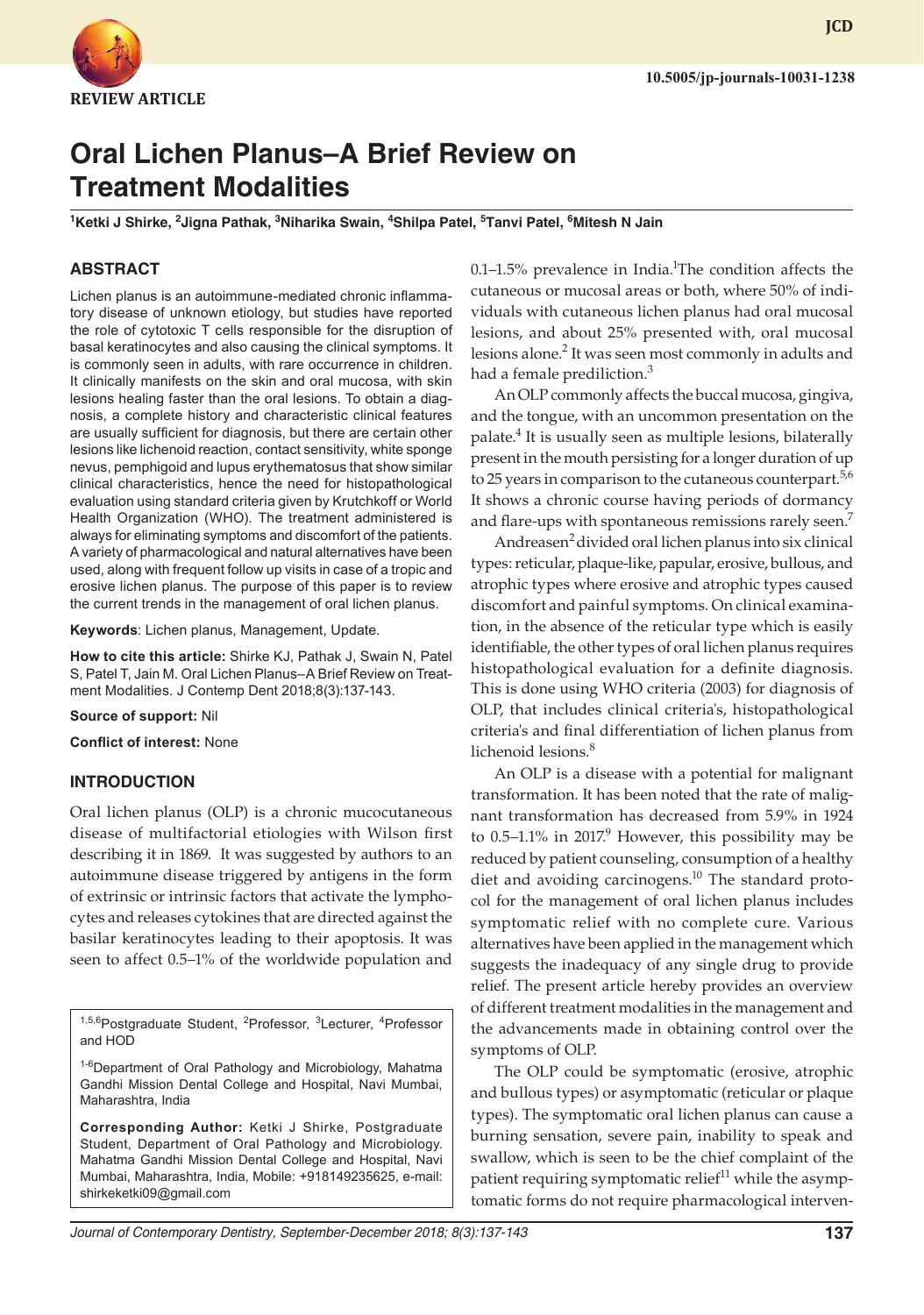REVIEW ARTICLE

10.5005/jp-journals-10031-1238

# Oral Lichen Planus–A Brief Review on Treatment Modalities

[1]Ketki J Shirke, [2]Jigna Pathak, [3]Niharika Swain, [4]Shilpa Patel, [5]Tanvi Patel, [6]Mitesh N Jain

## ABSTRACT

Lichen planus is an autoimmune-mediated chronic inflammatory disease of unknown etiology, but studies have reported the role of cytotoxic T cells responsible for the disruption of basal keratinocytes and also causing the clinical symptoms. It is commonly seen in adults, with rare occurrence in children. It clinically manifests on the skin and oral mucosa, with skin lesions healing faster than the oral lesions. To obtain a diagnosis, a complete history and characteristic clinical features are usually sufficient for diagnosis, but there are certain other lesions like lichenoid reaction, contact sensitivity, white sponge nevus, pemphigoid and lupus erythematosus that show similar clinical characteristics, hence the need for histopathological evaluation using standard criteria given by Krutchkoff or World Health Organization (WHO). The treatment administered is always for eliminating symptoms and discomfort of the patients. A variety of pharmacological and natural alternatives have been used, along with frequent follow up visits in case of a tropic and erosive lichen planus. The purpose of this paper is to review the current trends in the management of oral lichen planus.

**Keywords**: Lichen planus, Management, Update.

**How to cite this article:** Shirke KJ, Pathak J, Swain N, Patel S, Patel T, Jain M. Oral Lichen Planus–A Brief Review on Treatment Modalities. J Contemp Dent 2018;8(3):137-143.

**Source of support:** Nil

**Conflict of interest:** None

## INTRODUCTION

Oral lichen planus (OLP) is a chronic mucocutaneous disease of multifactorial etiologies with Wilson first describing it in 1869. It was suggested by authors to an autoimmune disease triggered by antigens in the form of extrinsic or intrinsic factors that activate the lymphocytes and releases cytokines that are directed against the basilar keratinocytes leading to their apoptosis. It was seen to affect 0.5–1% of the worldwide population and 0.1–1.5% prevalence in India.[1] The condition affects the cutaneous or mucosal areas or both, where 50% of individuals with cutaneous lichen planus had oral mucosal lesions, and about 25% presented with, oral mucosal lesions alone.[2] It was seen most commonly in adults and had a female predilection.[3]

An OLP commonly affects the buccal mucosa, gingiva, and the tongue, with an uncommon presentation on the palate.[4] It is usually seen as multiple lesions, bilaterally present in the mouth persisting for a longer duration of up to 25 years in comparison to the cutaneous counterpart.[5,6] It shows a chronic course having periods of dormancy and flare-ups with spontaneous remissions rarely seen.[7]

Andreasen[2] divided oral lichen planus into six clinical types: reticular, plaque-like, papular, erosive, bullous, and atrophic types where erosive and atrophic types caused discomfort and painful symptoms. On clinical examination, in the absence of the reticular type which is easily identifiable, the other types of oral lichen planus requires histopathological evaluation for a definite diagnosis. This is done using WHO criteria (2003) for diagnosis of OLP, that includes clinical criteria's, histopathological criteria's and final differentiation of lichen planus from lichenoid lesions.[8]

An OLP is a disease with a potential for malignant transformation. It has been noted that the rate of malignant transformation has decreased from 5.9% in 1924 to 0.5–1.1% in 2017.[9] However, this possibility may be reduced by patient counseling, consumption of a healthy diet and avoiding carcinogens.[10] The standard protocol for the management of oral lichen planus includes symptomatic relief with no complete cure. Various alternatives have been applied in the management which suggests the inadequacy of any single drug to provide relief. The present article hereby provides an overview of different treatment modalities in the management and the advancements made in obtaining control over the symptoms of OLP.

The OLP could be symptomatic (erosive, atrophic and bullous types) or asymptomatic (reticular or plaque types). The symptomatic oral lichen planus can cause a burning sensation, severe pain, inability to speak and swallow, which is seen to be the chief complaint of the patient requiring symptomatic relief[11] while the asymptomatic forms do not require pharmacological interven-

[1,5,6]Postgraduate Student, [2]Professor, [3]Lecturer, [4]Professor and HOD

[1-6]Department of Oral Pathology and Microbiology, Mahatma Gandhi Mission Dental College and Hospital, Navi Mumbai, Maharashtra, India

**Corresponding Author:** Ketki J Shirke, Postgraduate Student, Department of Oral Pathology and Microbiology. Mahatma Gandhi Mission Dental College and Hospital, Navi Mumbai, Maharashtra, India, Mobile: +918149235625, e-mail: shirkeketki09@gmail.com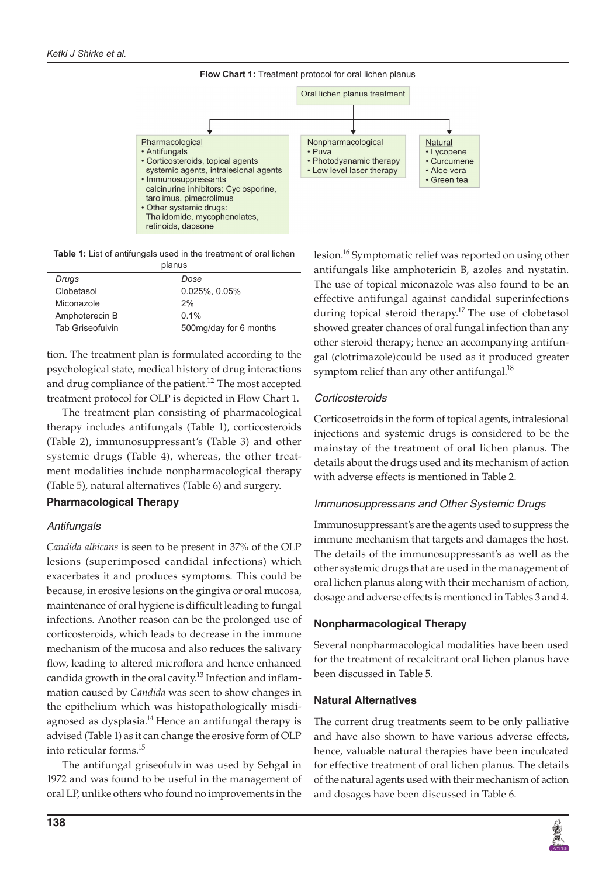**Flow Chart 1:** Treatment protocol for oral lichen planus

Oral lichen planus treatment

- Pharmacological
  - Antifungals
  - Corticosteroids, topical agents systemic agents, intralesional agents
  - Immunosuppressants calcinurine inhibitors: Cyclosporine, tarolimus, pimecrolimus
  - Other systemic drugs: Thalidomide, mycophenolates, retinoids, dapsone
- Nonpharmacological
  - Puva
  - Photodyanamic therapy
  - Low level laser therapy
- Natural
  - Lycopene
  - Curcumene
  - Aloe vera
  - Green tea

**Table 1:** List of antifungals used in the treatment of oral lichen planus

| *Drugs* | *Dose* |
|---|---|
| Clobetasol | 0.025%, 0.05% |
| Miconazole | 2% |
| Amphoterecin B | 0.1% |
| Tab Griseofulvin | 500mg/day for 6 months |

tion. The treatment plan is formulated according to the psychological state, medical history of drug interactions and drug compliance of the patient.[12] The most accepted treatment protocol for OLP is depicted in Flow Chart 1.

The treatment plan consisting of pharmacological therapy includes antifungals (Table 1), corticosteroids (Table 2), immunosuppressant's (Table 3) and other systemic drugs (Table 4), whereas, the other treatment modalities include nonpharmacological therapy (Table 5), natural alternatives (Table 6) and surgery.

## Pharmacological Therapy

### *Antifungals*

*Candida albicans* is seen to be present in 37% of the OLP lesions (superimposed candidal infections) which exacerbates it and produces symptoms. This could be because, in erosive lesions on the gingiva or oral mucosa, maintenance of oral hygiene is difficult leading to fungal infections. Another reason can be the prolonged use of corticosteroids, which leads to decrease in the immune mechanism of the mucosa and also reduces the salivary flow, leading to altered microflora and hence enhanced candida growth in the oral cavity.[13] Infection and inflammation caused by *Candida* was seen to show changes in the epithelium which was histopathologically misdiagnosed as dysplasia.[14] Hence an antifungal therapy is advised (Table 1) as it can change the erosive form of OLP into reticular forms.[15]

The antifungal griseofulvin was used by Sehgal in 1972 and was found to be useful in the management of oral LP, unlike others who found no improvements in the lesion.[16] Symptomatic relief was reported on using other antifungals like amphotericin B, azoles and nystatin. The use of topical miconazole was also found to be an effective antifungal against candidal superinfections during topical steroid therapy.[17] The use of clobetasol showed greater chances of oral fungal infection than any other steroid therapy; hence an accompanying antifungal (clotrimazole)could be used as it produced greater symptom relief than any other antifungal.[18]

### *Corticosteroids*

Corticosetroids in the form of topical agents, intralesional injections and systemic drugs is considered to be the mainstay of the treatment of oral lichen planus. The details about the drugs used and its mechanism of action with adverse effects is mentioned in Table 2.

### *Immunosuppressans and Other Systemic Drugs*

Immunosuppressant's are the agents used to suppress the immune mechanism that targets and damages the host. The details of the immunosuppressant's as well as the other systemic drugs that are used in the management of oral lichen planus along with their mechanism of action, dosage and adverse effects is mentioned in Tables 3 and 4.

## Nonpharmacological Therapy

Several nonpharmacological modalities have been used for the treatment of recalcitrant oral lichen planus have been discussed in Table 5.

## Natural Alternatives

The current drug treatments seem to be only palliative and have also shown to have various adverse effects, hence, valuable natural therapies have been inculcated for effective treatment of oral lichen planus. The details of the natural agents used with their mechanism of action and dosages have been discussed in Table 6.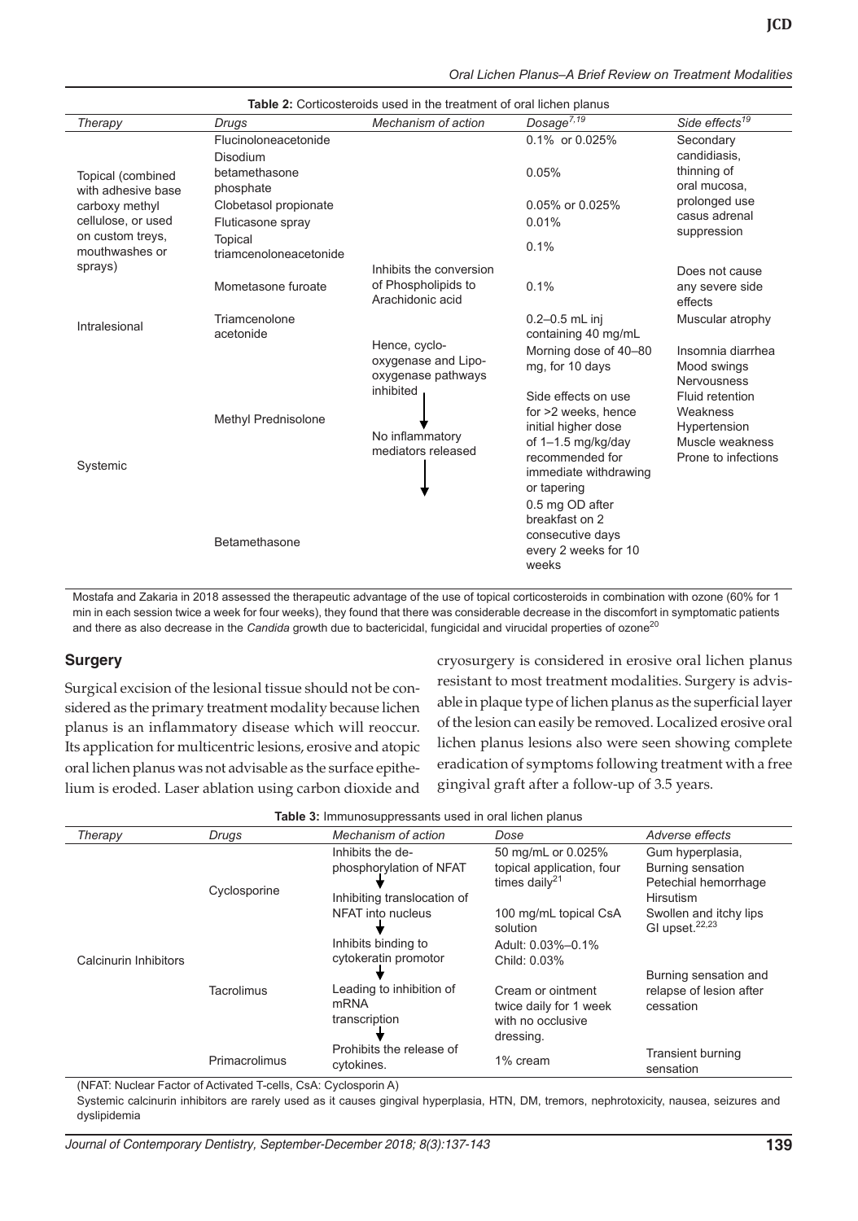**Table 2:** Corticosteroids used in the treatment of oral lichen planus

| *Therapy* | *Drugs* | *Mechanism of action* | *Dosage*[7,19] | *Side effects*[19] |
|---|---|---|---|---|
| Topical (combined with adhesive base carboxy methyl cellulose, or used on custom treys, mouthwashes or sprays) | Flucinoloneacetonide | Inhibits the conversion of Phospholipids to Arachidonic acid ↓ Hence, cyclo-oxygenase and Lipo-oxygenase pathways inhibited ↓ No inflammatory mediators released ↓ | 0.1% or 0.025% | Secondary candidiasis, thinning of oral mucosa, prolonged use casus adrenal suppression |
| | Disodium betamethasone phosphate | | 0.05% | |
| | Clobetasol propionate | | 0.05% or 0.025% | |
| | Fluticasone spray | | 0.01% | |
| | Topical triamcenoloneacetonide | | 0.1% | |
| | Mometasone furoate | | 0.1% | Does not cause any severe side effects |
| Intralesional | Triamcenolone acetonide | | 0.2–0.5 mL inj containing 40 mg/mL | Muscular atrophy |
| Systemic | Methyl Prednisolone | | Morning dose of 40–80 mg, for 10 days<br>Side effects on use for >2 weeks, hence initial higher dose of 1–1.5 mg/kg/day recommended for immediate withdrawing or tapering | Insomnia diarrhea Mood swings Nervousness Fluid retention Weakness Hypertension Muscle weakness Prone to infections |
| | Betamethasone | | 0.5 mg OD after breakfast on 2 consecutive days every 2 weeks for 10 weeks | |

Mostafa and Zakaria in 2018 assessed the therapeutic advantage of the use of topical corticosteroids in combination with ozone (60% for 1 min in each session twice a week for four weeks), they found that there was considerable decrease in the discomfort in symptomatic patients and there as also decrease in the *Candida* growth due to bactericidal, fungicidal and virucidal properties of ozone[20]

## Surgery

Surgical excision of the lesional tissue should not be considered as the primary treatment modality because lichen planus is an inflammatory disease which will reoccur. Its application for multicentric lesions, erosive and atopic oral lichen planus was not advisable as the surface epithelium is eroded. Laser ablation using carbon dioxide and cryosurgery is considered in erosive oral lichen planus resistant to most treatment modalities. Surgery is advisable in plaque type of lichen planus as the superficial layer of the lesion can easily be removed. Localized erosive oral lichen planus lesions also were seen showing complete eradication of symptoms following treatment with a free gingival graft after a follow-up of 3.5 years.

**Table 3:** Immunosuppressants used in oral lichen planus

| *Therapy* | *Drugs* | *Mechanism of action* | *Dose* | *Adverse effects* |
|---|---|---|---|---|
| Calcinurin Inhibitors | Cyclosporine | Inhibits the de-phosphorylation of NFAT ↓ Inhibiting translocation of NFAT into nucleus ↓ Inhibits binding to cytokeratin promotor ↓ Leading to inhibition of mRNA transcription ↓ Prohibits the release of cytokines. | 50 mg/mL or 0.025% topical application, four times daily[21]<br>100 mg/mL topical CsA solution | Gum hyperplasia, Burning sensation Petechial hemorrhage Hirsutism Swollen and itchy lips GI upset.[22,23] |
| | Tacrolimus | | Adult: 0.03%–0.1%<br>Child: 0.03%<br>Cream or ointment twice daily for 1 week with no occlusive dressing. | Burning sensation and relapse of lesion after cessation |
| | Primacrolimus | | 1% cream | Transient burning sensation |

(NFAT: Nuclear Factor of Activated T-cells, CsA: Cyclosporin A)

Systemic calcinurin inhibitors are rarely used as it causes gingival hyperplasia, HTN, DM, tremors, nephrotoxicity, nausea, seizures and dyslipidemia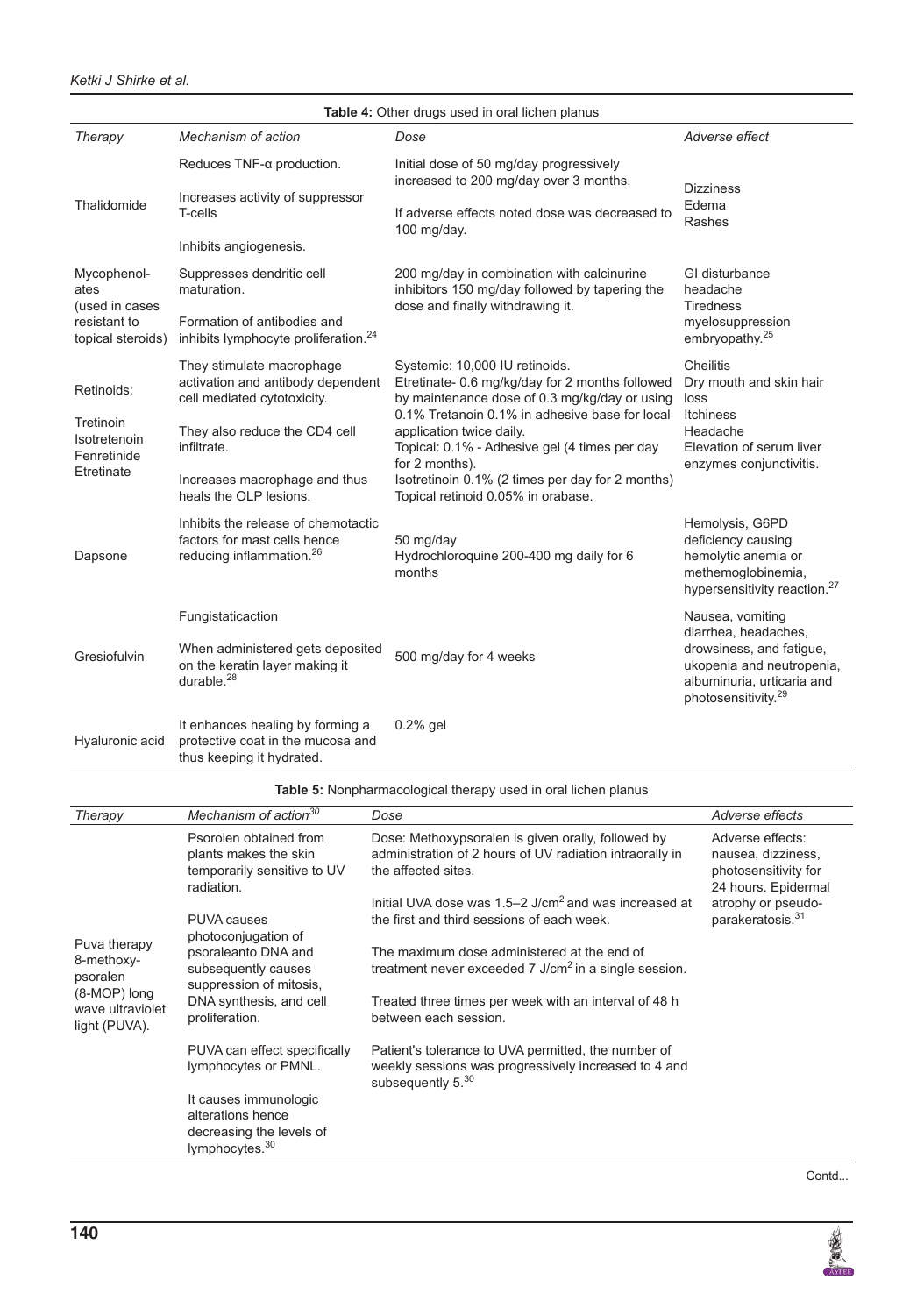**Table 4:** Other drugs used in oral lichen planus

| *Therapy* | *Mechanism of action* | *Dose* | *Adverse effect* |
|---|---|---|---|
| Thalidomide | Reduces TNF-α production. Increases activity of suppressor T-cells Inhibits angiogenesis. | Initial dose of 50 mg/day progressively increased to 200 mg/day over 3 months. If adverse effects noted dose was decreased to 100 mg/day. | Dizziness Edema Rashes |
| Mycophenolates (used in cases resistant to topical steroids) | Suppresses dendritic cell maturation. Formation of antibodies and inhibits lymphocyte proliferation.[24] | 200 mg/day in combination with calcinurine inhibitors 150 mg/day followed by tapering the dose and finally withdrawing it. | GI disturbance headache Tiredness myelosuppression embryopathy.[25] |
| Retinoids: Tretinoin Isotretenoin Fenretinide Etretinate | They stimulate macrophage activation and antibody dependent cell mediated cytotoxicity. They also reduce the CD4 cell infiltrate. Increases macrophage and thus heals the OLP lesions. | Systemic: 10,000 IU retinoids. Etretinate- 0.6 mg/kg/day for 2 months followed by maintenance dose of 0.3 mg/kg/day or using 0.1% Tretanoin 0.1% in adhesive base for local application twice daily. Topical: 0.1% - Adhesive gel (4 times per day for 2 months). Isotretinoin 0.1% (2 times per day for 2 months) Topical retinoid 0.05% in orabase. | Cheilitis Dry mouth and skin hair loss Itchiness Headache Elevation of serum liver enzymes conjunctivitis. |
| Dapsone | Inhibits the release of chemotactic factors for mast cells hence reducing inflammation.[26] | 50 mg/day Hydrochloroquine 200-400 mg daily for 6 months | Hemolysis, G6PD deficiency causing hemolytic anemia or methemoglobinemia, hypersensitivity reaction.[27] |
| Gresiofulvin | Fungistaticaction When administered gets deposited on the keratin layer making it durable.[28] | 500 mg/day for 4 weeks | Nausea, vomiting diarrhea, headaches, drowsiness, and fatigue, ukopenia and neutropenia, albuminuria, urticaria and photosensitivity.[29] |
| Hyaluronic acid | It enhances healing by forming a protective coat in the mucosa and thus keeping it hydrated. | 0.2% gel | |

**Table 5:** Nonpharmacological therapy used in oral lichen planus

| *Therapy* | *Mechanism of action*[30] | *Dose* | *Adverse effects* |
|---|---|---|---|
| Puva therapy 8-methoxy-psoralen (8-MOP) long wave ultraviolet light (PUVA). | Psorolen obtained from plants makes the skin temporarily sensitive to UV radiation. PUVA causes photoconjugation of psoraleanto DNA and subsequently causes suppression of mitosis, DNA synthesis, and cell proliferation. PUVA can effect specifically lymphocytes or PMNL. It causes immunologic alterations hence decreasing the levels of lymphocytes.[30] | Dose: Methoxypsoralen is given orally, followed by administration of 2 hours of UV radiation intraorally in the affected sites. Initial UVA dose was 1.5–2 J/cm$^2$ and was increased at the first and third sessions of each week. The maximum dose administered at the end of treatment never exceeded 7 J/cm$^2$ in a single session. Treated three times per week with an interval of 48 h between each session. Patient's tolerance to UVA permitted, the number of weekly sessions was progressively increased to 4 and subsequently 5.[30] | Adverse effects: nausea, dizziness, photosensitivity for 24 hours. Epidermal atrophy or pseudo-parakeratosis.[31] |

Contd...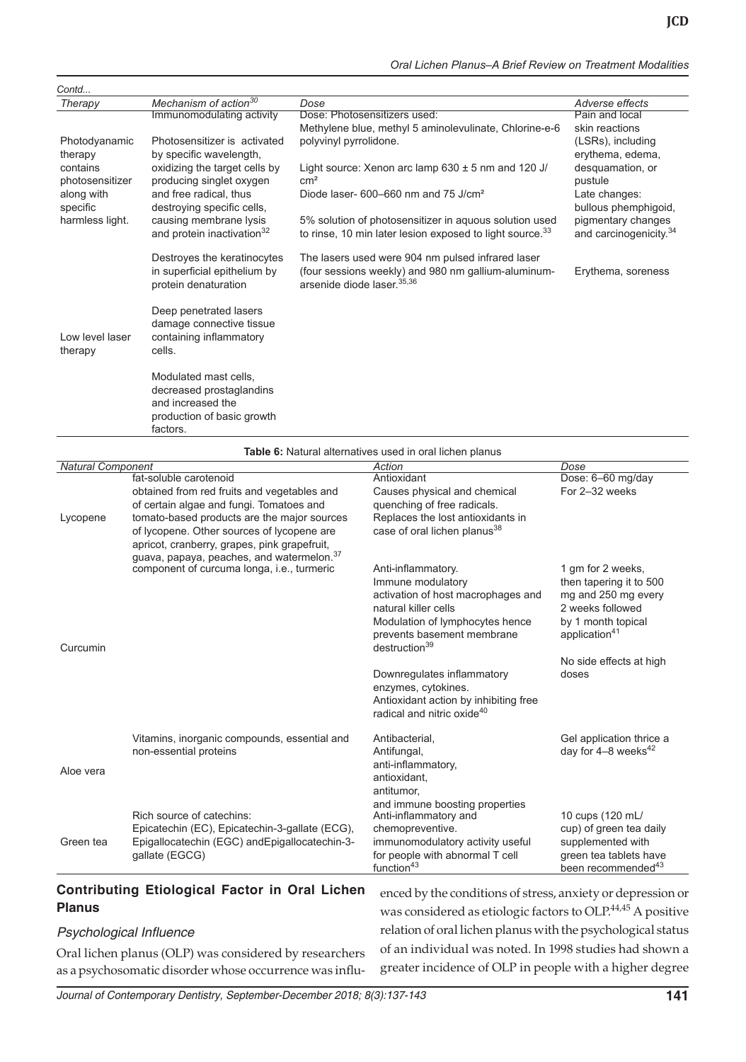*Contd...*

| *Therapy* | *Mechanism of action*[30] | *Dose* | *Adverse effects* |
|---|---|---|---|
| Photodynamic therapy contains photosensitizer along with specific harmless light. | Immunomodulating activity<br><br>Photosensitizer is activated by specific wavelength, oxidizing the target cells by producing singlet oxygen and free radical, thus destroying specific cells, causing membrane lysis and protein inactivation[32] | Dose: Photosensitizers used: Methylene blue, methyl 5 aminolevulinate, Chlorine-e-6 polyvinyl pyrrolidone.<br><br>Light source: Xenon arc lamp 630 ± 5 nm and 120 J/cm²<br>Diode laser- 600–660 nm and 75 J/cm²<br><br>5% solution of photosensitizer in aquous solution used to rinse, 10 min later lesion exposed to light source.[33] | Pain and local skin reactions (LSRs), including erythema, edema, desquamation, or pustule<br>Late changes: bullous phemphigoid, pigmentary changes and carcinogenicity.[34] |
| Low level laser therapy | Destroyes the keratinocytes in superficial epithelium by protein denaturation<br><br>Deep penetrated lasers damage connective tissue containing inflammatory cells.<br><br>Modulated mast cells, decreased prostaglandins and increased the production of basic growth factors. | The lasers used were 904 nm pulsed infrared laser (four sessions weekly) and 980 nm gallium-aluminum-arsenide diode laser.[35,36] | Erythema, soreness |

**Table 6:** Natural alternatives used in oral lichen planus

| *Natural Component* | | *Action* | *Dose* |
|---|---|---|---|
| Lycopene | fat-soluble carotenoid obtained from red fruits and vegetables and of certain algae and fungi. Tomatoes and tomato-based products are the major sources of lycopene. Other sources of lycopene are apricot, cranberry, grapes, pink grapefruit, guava, papaya, peaches, and watermelon.[37] | Antioxidant<br>Causes physical and chemical quenching of free radicals.<br>Replaces the lost antioxidants in case of oral lichen planus[38] | Dose: 6–60 mg/day<br>For 2–32 weeks |
| Curcumin | component of curcuma longa, i.e., turmeric | Anti-inflammatory.<br>Immune modulatory activation of host macrophages and natural killer cells<br>Modulation of lymphocytes hence prevents basement membrane destruction[39]<br><br>Downregulates inflammatory enzymes, cytokines.<br>Antioxidant action by inhibiting free radical and nitric oxide[40] | 1 gm for 2 weeks, then tapering it to 500 mg and 250 mg every 2 weeks followed by 1 month topical application[41]<br><br>No side effects at high doses |
| Aloe vera | Vitamins, inorganic compounds, essential and non-essential proteins | Antibacterial,<br>Antifungal,<br>anti-inflammatory,<br>antioxidant,<br>antitumor,<br>and immune boosting properties | Gel application thrice a day for 4–8 weeks[42] |
| Green tea | Rich source of catechins: Epicatechin (EC), Epicatechin-3-gallate (ECG), Epigallocatechin (EGC) andEpigallocatechin-3-gallate (EGCG) | Anti-inflammatory and chemopreventive.<br>immunomodulatory activity useful for people with abnormal T cell function[43] | 10 cups (120 mL/cup) of green tea daily supplemented with green tea tablets have been recommended[43] |

## Contributing Etiological Factor in Oral Lichen Planus

### *Psychological Influence*

Oral lichen planus (OLP) was considered by researchers as a psychosomatic disorder whose occurrence was influenced by the conditions of stress, anxiety or depression or was considered as etiologic factors to OLP.[44,45] A positive relation of oral lichen planus with the psychological status of an individual was noted. In 1998 studies had shown a greater incidence of OLP in people with a higher degree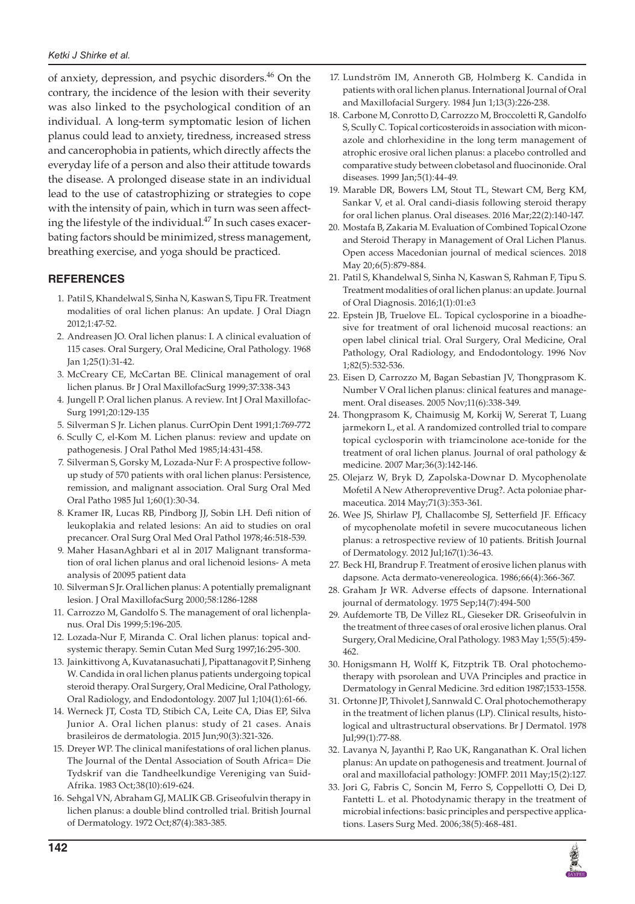of anxiety, depression, and psychic disorders.[46] On the contrary, the incidence of the lesion with their severity was also linked to the psychological condition of an individual. A long-term symptomatic lesion of lichen planus could lead to anxiety, tiredness, increased stress and cancerophobia in patients, which directly affects the everyday life of a person and also their attitude towards the disease. A prolonged disease state in an individual lead to the use of catastrophizing or strategies to cope with the intensity of pain, which in turn was seen affecting the lifestyle of the individual.[47] In such cases exacerbating factors should be minimized, stress management, breathing exercise, and yoga should be practiced.

## REFERENCES

1. Patil S, Khandelwal S, Sinha N, Kaswan S, Tipu FR. Treatment modalities of oral lichen planus: An update. J Oral Diagn 2012;1:47-52.
2. Andreasen JO. Oral lichen planus: I. A clinical evaluation of 115 cases. Oral Surgery, Oral Medicine, Oral Pathology. 1968 Jan 1;25(1):31-42.
3. McCreary CE, McCartan BE. Clinical management of oral lichen planus. Br J Oral MaxillofacSurg 1999;37:338-343
4. Jungell P. Oral lichen planus. A review. Int J Oral MaxillofacSurg 1991;20:129-135
5. Silverman S Jr. Lichen planus. CurrOpin Dent 1991;1:769-772
6. Scully C, el-Kom M. Lichen planus: review and update on pathogenesis. J Oral Pathol Med 1985;14:431-458.
7. Silverman S, Gorsky M, Lozada-Nur F: A prospective follow-up study of 570 patients with oral lichen planus: Persistence, remission, and malignant association. Oral Surg Oral Med Oral Patho 1985 Jul 1;60(1):30-34.
8. Kramer IR, Lucas RB, Pindborg JJ, Sobin LH. Defi nition of leukoplakia and related lesions: An aid to studies on oral precancer. Oral Surg Oral Med Oral Pathol 1978;46:518-539.
9. Maher HasanAghbari et al in 2017 Malignant transformation of oral lichen planus and oral lichenoid lesions- A meta analysis of 20095 patient data
10. Silverman S Jr. Oral lichen planus: A potentially premalignant lesion. J Oral MaxillofacSurg 2000;58:1286-1288
11. Carrozzo M, Gandolfo S. The management of oral lichenplanus. Oral Dis 1999;5:196-205.
12. Lozada-Nur F, Miranda C. Oral lichen planus: topical andsystemic therapy. Semin Cutan Med Surg 1997;16:295-300.
13. Jainkittivong A, Kuvatanasuchati J, Pipattanagovit P, Sinheng W. Candida in oral lichen planus patients undergoing topical steroid therapy. Oral Surgery, Oral Medicine, Oral Pathology, Oral Radiology, and Endodontology. 2007 Jul 1;104(1):61-66.
14. Werneck JT, Costa TD, Stibich CA, Leite CA, Dias EP, Silva Junior A. Oral lichen planus: study of 21 cases. Anais brasileiros de dermatologia. 2015 Jun;90(3):321-326.
15. Dreyer WP. The clinical manifestations of oral lichen planus. The Journal of the Dental Association of South Africa= Die Tydskrif van die Tandheelkundige Vereniging van Suid-Afrika. 1983 Oct;38(10):619-624.
16. Sehgal VN, Abraham GJ, MALIK GB. Griseofulvin therapy in lichen planus: a double blind controlled trial. British Journal of Dermatology. 1972 Oct;87(4):383-385.
17. Lundström IM, Anneroth GB, Holmberg K. Candida in patients with oral lichen planus. International Journal of Oral and Maxillofacial Surgery. 1984 Jun 1;13(3):226-238.
18. Carbone M, Conrotto D, Carrozzo M, Broccoletti R, Gandolfo S, Scully C. Topical corticosteroids in association with miconazole and chlorhexidine in the long term management of atrophic erosive oral lichen planus: a placebo controlled and comparative study between clobetasol and fluocinonide. Oral diseases. 1999 Jan;5(1):44-49.
19. Marable DR, Bowers LM, Stout TL, Stewart CM, Berg KM, Sankar V, et al. Oral candi-diasis following steroid therapy for oral lichen planus. Oral diseases. 2016 Mar;22(2):140-147.
20. Mostafa B, Zakaria M. Evaluation of Combined Topical Ozone and Steroid Therapy in Management of Oral Lichen Planus. Open access Macedonian journal of medical sciences. 2018 May 20;6(5):879-884.
21. Patil S, Khandelwal S, Sinha N, Kaswan S, Rahman F, Tipu S. Treatment modalities of oral lichen planus: an update. Journal of Oral Diagnosis. 2016;1(1):01:e3
22. Epstein JB, Truelove EL. Topical cyclosporine in a bioadhesive for treatment of oral lichenoid mucosal reactions: an open label clinical trial. Oral Surgery, Oral Medicine, Oral Pathology, Oral Radiology, and Endodontology. 1996 Nov 1;82(5):532-536.
23. Eisen D, Carrozzo M, Bagan Sebastian JV, Thongprasom K. Number V Oral lichen planus: clinical features and management. Oral diseases. 2005 Nov;11(6):338-349.
24. Thongprasom K, Chaimusig M, Korkij W, Sererat T, Luang jarmekorn L, et al. A randomized controlled trial to compare topical cyclosporin with triamcinolone ace-tonide for the treatment of oral lichen planus. Journal of oral pathology & medicine. 2007 Mar;36(3):142-146.
25. Olejarz W, Bryk D, Zapolska-Downar D. Mycophenolate Mofetil A New Atheropreventive Drug?. Acta poloniae pharmaceutica. 2014 May;71(3):353-361.
26. Wee JS, Shirlaw PJ, Challacombe SJ, Setterfield JF. Efficacy of mycophenolate mofetil in severe mucocutaneous lichen planus: a retrospective review of 10 patients. British Journal of Dermatology. 2012 Jul;167(1):36-43.
27. Beck HI, Brandrup F. Treatment of erosive lichen planus with dapsone. Acta dermato-venereologica. 1986;66(4):366-367.
28. Graham Jr WR. Adverse effects of dapsone. International journal of dermatology. 1975 Sep;14(7):494-500
29. Aufdemorte TB, De Villez RL, Gieseker DR. Griseofulvin in the treatment of three cases of oral erosive lichen planus. Oral Surgery, Oral Medicine, Oral Pathology. 1983 May 1;55(5):459-462.
30. Honigsmann H, Wolff K, Fitzptrik TB. Oral photochemotherapy with psorolean and UVA Principles and practice in Dermatology in Genral Medicine. 3rd edition 1987;1533-1558.
31. Ortonne JP, Thivolet J, Sannwald C. Oral photochemotherapy in the treatment of lichen planus (LP). Clinical results, histological and ultrastructural observations. Br J Dermatol. 1978 Jul;99(1):77-88.
32. Lavanya N, Jayanthi P, Rao UK, Ranganathan K. Oral lichen planus: An update on pathogenesis and treatment. Journal of oral and maxillofacial pathology: JOMFP. 2011 May;15(2):127.
33. Jori G, Fabris C, Soncin M, Ferro S, Coppellotti O, Dei D, Fantetti L. et al. Photodynamic therapy in the treatment of microbial infections: basic principles and perspective applications. Lasers Surg Med. 2006;38(5):468-481.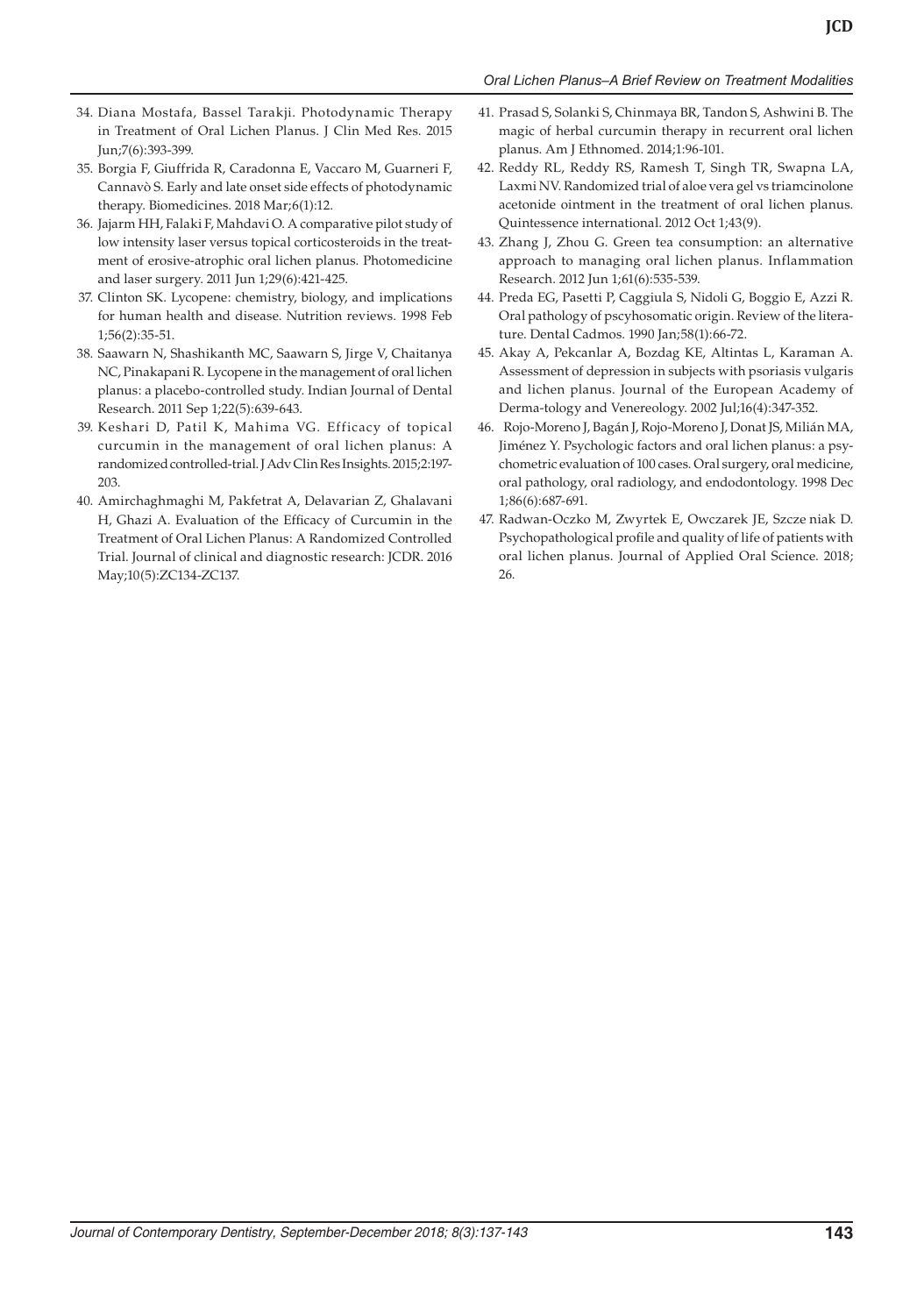34. Diana Mostafa, Bassel Tarakji. Photodynamic Therapy in Treatment of Oral Lichen Planus. J Clin Med Res. 2015 Jun;7(6):393-399.
35. Borgia F, Giuffrida R, Caradonna E, Vaccaro M, Guarneri F, Cannavò S. Early and late onset side effects of photodynamic therapy. Biomedicines. 2018 Mar;6(1):12.
36. Jajarm HH, Falaki F, Mahdavi O. A comparative pilot study of low intensity laser versus topical corticosteroids in the treatment of erosive-atrophic oral lichen planus. Photomedicine and laser surgery. 2011 Jun 1;29(6):421-425.
37. Clinton SK. Lycopene: chemistry, biology, and implications for human health and disease. Nutrition reviews. 1998 Feb 1;56(2):35-51.
38. Saawarn N, Shashikanth MC, Saawarn S, Jirge V, Chaitanya NC, Pinakapani R. Lycopene in the management of oral lichen planus: a placebo-controlled study. Indian Journal of Dental Research. 2011 Sep 1;22(5):639-643.
39. Keshari D, Patil K, Mahima VG. Efficacy of topical curcumin in the management of oral lichen planus: A randomized controlled-trial. J Adv Clin Res Insights. 2015;2:197-203.
40. Amirchaghmaghi M, Pakfetrat A, Delavarian Z, Ghalavani H, Ghazi A. Evaluation of the Efficacy of Curcumin in the Treatment of Oral Lichen Planus: A Randomized Controlled Trial. Journal of clinical and diagnostic research: JCDR. 2016 May;10(5):ZC134-ZC137.
41. Prasad S, Solanki S, Chinmaya BR, Tandon S, Ashwini B. The magic of herbal curcumin therapy in recurrent oral lichen planus. Am J Ethnomed. 2014;1:96-101.
42. Reddy RL, Reddy RS, Ramesh T, Singh TR, Swapna LA, Laxmi NV. Randomized trial of aloe vera gel vs triamcinolone acetonide ointment in the treatment of oral lichen planus. Quintessence international. 2012 Oct 1;43(9).
43. Zhang J, Zhou G. Green tea consumption: an alternative approach to managing oral lichen planus. Inflammation Research. 2012 Jun 1;61(6):535-539.
44. Preda EG, Pasetti P, Caggiula S, Nidoli G, Boggio E, Azzi R. Oral pathology of pscyhosomatic origin. Review of the literature. Dental Cadmos. 1990 Jan;58(1):66-72.
45. Akay A, Pekcanlar A, Bozdag KE, Altintas L, Karaman A. Assessment of depression in subjects with psoriasis vulgaris and lichen planus. Journal of the European Academy of Derma-tology and Venereology. 2002 Jul;16(4):347-352.
46. Rojo-Moreno J, Bagán J, Rojo-Moreno J, Donat JS, Milián MA, Jiménez Y. Psychologic factors and oral lichen planus: a psychometric evaluation of 100 cases. Oral surgery, oral medicine, oral pathology, oral radiology, and endodontology. 1998 Dec 1;86(6):687-691.
47. Radwan-Oczko M, Zwyrtek E, Owczarek JE, Szcze niak D. Psychopathological profile and quality of life of patients with oral lichen planus. Journal of Applied Oral Science. 2018; 26.